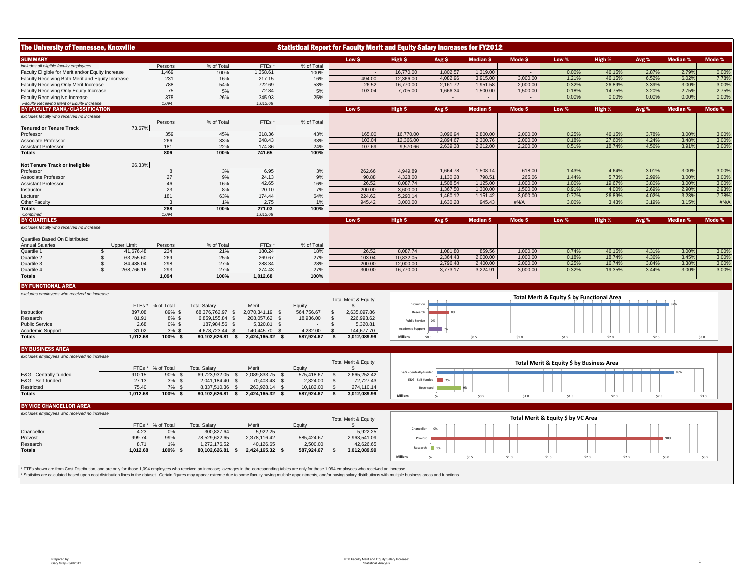# The University of Tennessee, Knoxville

## Statistical Report for Faculty Merit and Equity Salary Increases for FY2012

### SUMMARY

*includes all eligible faculty employees*

| | Persons | % of Total | FTEs * | % of Total | Low $ | High $ | Avg $ | Median $ | Mode $ | Low % | High % | Avg % | Median % | Mode % |
|---|---|---|---|---|---|---|---|---|---|---|---|---|---|---|
| Faculty Eligible for Merit and/or Equity Increase | 1,469 | 100% | 1,358.61 | 100% | - | 16,770.00 | 1,802.57 | 1,319.00 | - | 0.00% | 46.15% | 2.87% | 2.79% | 0.00% |
| Faculty Receiving Both Merit and Equity Increase | 231 | 16% | 217.15 | 16% | 494.00 | 12,366.00 | 4,082.96 | 3,915.00 | 3,000.00 | 1.21% | 46.15% | 6.52% | 6.02% | 7.78% |
| Faculty Receiving Only Merit Increase | 788 | 54% | 722.69 | 53% | 26.52 | 16,770.00 | 2,161.72 | 1,951.58 | 2,000.00 | 0.32% | 26.89% | 3.39% | 3.00% | 3.00% |
| Faculty Receiving Only Equity Increase | 75 | 5% | 72.84 | 5% | 103.04 | 7,705.00 | 1,666.34 | 1,500.00 | 1,500.00 | 0.18% | 14.75% | 3.20% | 2.75% | 2.75% |
| Faculty Receiving No Increase | 375 | 26% | 345.93 | 25% | - | - | - | - | - | 0.00% | 0.00% | 0.00% | 0.00% | 0.00% |
| *Faculty Receiving Merit or Equity Increase* | *1,094* | | *1,012.68* | | | | | | | | | | | |

### BY FACULTY RANK/CLASSIFICATION

*excludes faculty who received no increase*

| | Persons | % of Total | FTEs * | % of Total | Low $ | High $ | Avg $ | Median $ | Mode $ | Low % | High % | Avg % | Median % | Mode % |
|---|---|---|---|---|---|---|---|---|---|---|---|---|---|---|
| **Tenured or Tenure Track** 73.67% | | | | | | | | | | | | | | |
| Professor | 359 | 45% | 318.36 | 43% | 165.00 | 16,770.00 | 3,096.94 | 2,800.00 | 2,000.00 | 0.25% | 46.15% | 3.78% | 3.00% | 3.00% |
| Associate Professor | 266 | 33% | 248.43 | 33% | 103.04 | 12,366.00 | 2,894.67 | 2,300.76 | 2,000.00 | 0.18% | 27.60% | 4.24% | 3.48% | 3.00% |
| Assistant Professor | 181 | 22% | 174.86 | 24% | 107.69 | 9,570.66 | 2,639.38 | 2,212.00 | 2,200.00 | 0.51% | 18.74% | 4.56% | 3.91% | 3.00% |
| **Totals** | **806** | **100%** | **741.65** | **100%** | | | | | | | | | | |
| **Not Tenure Track or Ineligible** 26.33% | | | | | | | | | | | | | | |
| Professor | 8 | 3% | 6.95 | 3% | 262.66 | 4,949.89 | 1,664.78 | 1,508.14 | 618.00 | 1.43% | 4.64% | 3.01% | 3.00% | 3.00% |
| Associate Professor | 27 | 9% | 24.13 | 9% | 90.88 | 4,328.00 | 1,130.28 | 798.51 | 265.06 | 1.44% | 5.73% | 2.99% | 3.00% | 3.00% |
| Assistant Professor | 46 | 16% | 42.65 | 16% | 26.52 | 8,087.74 | 1,508.54 | 1,125.00 | 1,000.00 | 1.00% | 19.67% | 3.80% | 3.00% | 3.00% |
| Instructor | 23 | 8% | 20.10 | 7% | 200.00 | 3,600.00 | 1,367.50 | 1,300.00 | 1,500.00 | 0.91% | 4.00% | 2.69% | 2.90% | 2.93% |
| Lecturer | 181 | 63% | 174.44 | 64% | 224.62 | 5,290.14 | 1,460.12 | 1,151.42 | 3,000.00 | 0.77% | 26.89% | 4.02% | 3.23% | 7.78% |
| Other Faculty | 3 | 1% | 2.75 | 1% | 945.42 | 3,000.00 | 1,630.28 | 945.43 | #N/A | 3.00% | 3.43% | 3.19% | 3.15% | #N/A |
| **Totals** | **288** | **100%** | **271.03** | **100%** | | | | | | | | | | |
| *Combined* | *1,094* | | *1,012.68* | | | | | | | | | | | |

### BY QUARTILES

*excludes faculty who received no increase*

Quartiles Based On Distributed Annual Salaries

| | Upper Limit | Persons | % of Total | FTEs * | % of Total | Low $ | High $ | Avg $ | Median $ | Mode $ | Low % | High % | Avg % | Median % | Mode % |
|---|---|---|---|---|---|---|---|---|---|---|---|---|---|---|---|
| Quartile 1 | $ 41,676.48 | 234 | 21% | 180.24 | 18% | 26.52 | 8,087.74 | 1,081.80 | 859.56 | 1,000.00 | 0.74% | 46.15% | 4.31% | 3.00% | 3.00% |
| Quartile 2 | $ 63,255.60 | 269 | 25% | 269.67 | 27% | 103.04 | 10,832.05 | 2,364.43 | 2,000.00 | 1,000.00 | 0.18% | 18.74% | 4.36% | 3.45% | 3.00% |
| Quartile 3 | $ 84,488.04 | 298 | 27% | 288.34 | 28% | 200.00 | 12,000.00 | 2,796.48 | 2,400.00 | 2,000.00 | 0.25% | 16.74% | 3.84% | 3.38% | 3.00% |
| Quartile 4 | $ 268,766.16 | 293 | 27% | 274.43 | 27% | 300.00 | 16,770.00 | 3,773.17 | 3,224.91 | 3,000.00 | 0.32% | 19.35% | 3.44% | 3.00% | 3.00% |
| **Totals** | | **1,094** | **100%** | **1,012.68** | **100%** | | | | | | | | | | |

### BY FUNCTIONAL AREA

*excludes employees who received no increase*

| | FTEs * | % of Total | Total Salary | Merit | Equity | Total Merit & Equity $ |
|---|---|---|---|---|---|---|
| Instruction | 897.08 | 89% | $ 68,376,762.97 | $ 2,070,341.19 | $ 564,756.67 | $ 2,635,097.86 |
| Research | 81.91 | 8% | $ 6,859,155.84 | $ 208,057.62 | $ 18,936.00 | $ 226,993.62 |
| Public Service | 2.68 | 0% | $ 187,984.56 | $ 5,320.81 | $ - | $ 5,320.81 |
| Academic Support | 31.02 | 3% | $ 4,678,723.44 | $ 140,445.70 | $ 4,232.00 | $ 144,677.70 |
| **Totals** | **1,012.68** | **100%** | **$ 80,102,626.81** | **$ 2,424,165.32** | **$ 587,924.67** | **$ 3,012,089.99** |

**Total Merit & Equity $ by Functional Area** (Millions): Instruction 87%, Research 8%, Public Service 0%, Academic Support 5%

### BY BUSINESS AREA

*excludes employees who received no increase*

| | FTEs * | % of Total | Total Salary | Merit | Equity | Total Merit & Equity $ |
|---|---|---|---|---|---|---|
| E&G - Centrally-funded | 910.15 | 90% | $ 69,723,932.05 | $ 2,089,833.75 | $ 575,418.67 | $ 2,665,252.42 |
| E&G - Self-funded | 27.13 | 3% | $ 2,041,184.40 | $ 70,403.43 | $ 2,324.00 | $ 72,727.43 |
| Restricted | 75.40 | 7% | $ 8,337,510.36 | $ 263,928.14 | $ 10,182.00 | $ 274,110.14 |
| **Totals** | **1,012.68** | **100%** | **$ 80,102,626.81** | **$ 2,424,165.32** | **$ 587,924.67** | **$ 3,012,089.99** |

**Total Merit & Equity $ by Business Area** (Millions): E&G - Centrally-funded 88%, E&G - Self-funded 2%, Restricted 9%

### BY VICE CHANCELLOR AREA

*excludes employees who received no increase*

| | FTEs * | % of Total | Total Salary | Merit | Equity | Total Merit & Equity $ |
|---|---|---|---|---|---|---|
| Chancellor | 4.23 | 0% | 300,827.64 | 5,922.25 | - | 5,922.25 |
| Provost | 999.74 | 99% | 78,529,622.65 | 2,378,116.42 | 585,424.67 | 2,963,541.09 |
| Research | 8.71 | 1% | 1,272,176.52 | 40,126.65 | 2,500.00 | 42,626.65 |
| **Totals** | **1,012.68** | **100%** | **80,102,626.81** | **$ 2,424,165.32** | **$ 587,924.67** | **$ 3,012,089.99** |

**Total Merit & Equity $ by VC Area** (Millions): Chancellor 0%, Provost 98%, Research 1%

\* FTEs shown are from Cost Distribution, and are only for those 1,094 employees who received an increase; averages in the corresponding tables are only for those 1,094 employees who received an increase

\* Statistics are calculated based upon cost distribution lines in the dataset. Certain figures may appear extreme due to some faculty having multiple appointments, and/or having salary distributions with multiple business areas and functions.

Prepared by
Gary Gray - 3/6/2012

UTK Faculty Merit and Equity Salary Increase:
Statistical Analysis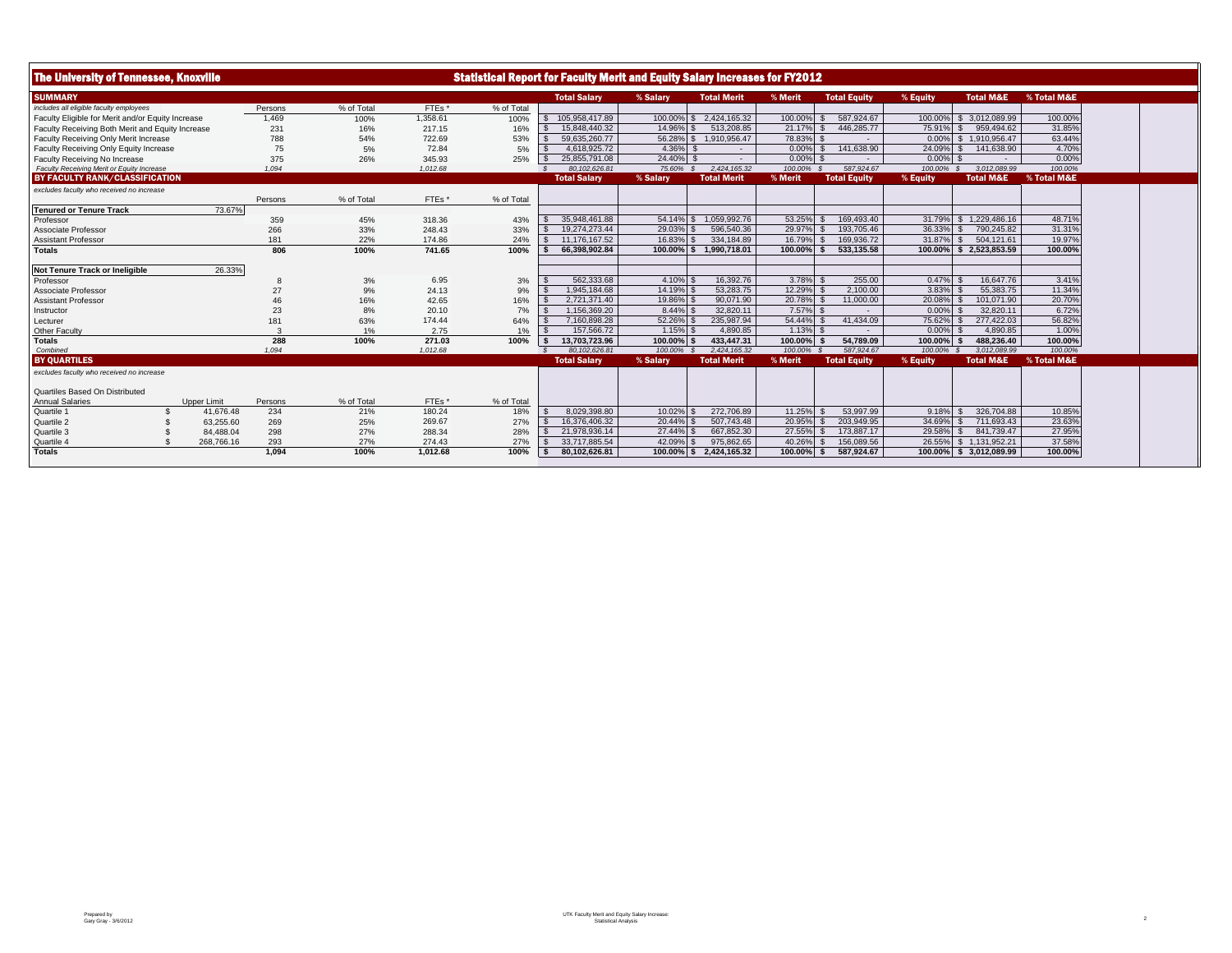# The University of Tennessee, Knoxville

## Statistical Report for Faculty Merit and Equity Salary Increases for FY2012

| SUMMARY | | Persons | % of Total | FTEs * | % of Total | Total Salary | % Salary | Total Merit | % Merit | Total Equity | % Equity | Total M&E | % Total M&E |
|---|---|---|---|---|---|---|---|---|---|---|---|---|---|
| *includes all eligible faculty employees* | | | | | | | | | | | | | |
| Faculty Eligible for Merit and/or Equity Increase | | 1,469 | 100% | 1,358.61 | 100% | $ 105,958,417.89 | 100.00% | $ 2,424,165.32 | 100.00% | $ 587,924.67 | 100.00% | $ 3,012,089.99 | 100.00% |
| Faculty Receiving Both Merit and Equity Increase | | 231 | 16% | 217.15 | 16% | $ 15,848,440.32 | 14.96% | $ 513,208.85 | 21.17% | $ 446,285.77 | 75.91% | $ 959,494.62 | 31.85% |
| Faculty Receiving Only Merit Increase | | 788 | 54% | 722.69 | 53% | $ 59,635,260.77 | 56.28% | $ 1,910,956.47 | 78.83% | $ - | 0.00% | $ 1,910,956.47 | 63.44% |
| Faculty Receiving Only Equity Increase | | 75 | 5% | 72.84 | 5% | $ 4,618,925.72 | 4.36% | $ - | 0.00% | $ 141,638.90 | 24.09% | $ 141,638.90 | 4.70% |
| Faculty Receiving No Increase | | 375 | 26% | 345.93 | 25% | $ 25,855,791.08 | 24.40% | $ - | 0.00% | $ - | 0.00% | $ - | 0.00% |
| *Faculty Receiving Merit or Equity Increase* | | *1,094* | | *1,012.68* | | *$ 80,102,626.81* | *75.60%* | *$ 2,424,165.32* | *100.00%* | *$ 587,924.67* | *100.00%* | *$ 3,012,089.99* | *100.00%* |
| **BY FACULTY RANK/CLASSIFICATION** | | | | | | **Total Salary** | **% Salary** | **Total Merit** | **% Merit** | **Total Equity** | **% Equity** | **Total M&E** | **% Total M&E** |
| *excludes faculty who received no increase* | | Persons | % of Total | FTEs * | % of Total | | | | | | | | |
| **Tenured or Tenure Track** | 73.67% | | | | | | | | | | | | |
| Professor | | 359 | 45% | 318.36 | 43% | $ 35,948,461.88 | 54.14% | $ 1,059,992.76 | 53.25% | $ 169,493.40 | 31.79% | $ 1,229,486.16 | 48.71% |
| Associate Professor | | 266 | 33% | 248.43 | 33% | $ 19,274,273.44 | 29.03% | $ 596,540.36 | 29.97% | $ 193,705.46 | 36.33% | $ 790,245.82 | 31.31% |
| Assistant Professor | | 181 | 22% | 174.86 | 24% | $ 11,176,167.52 | 16.83% | $ 334,184.89 | 16.79% | $ 169,936.72 | 31.87% | $ 504,121.61 | 19.97% |
| **Totals** | | **806** | **100%** | **741.65** | **100%** | **$ 66,398,902.84** | **100.00%** | **$ 1,990,718.01** | **100.00%** | **$ 533,135.58** | **100.00%** | **$ 2,523,853.59** | **100.00%** |
| **Not Tenure Track or Ineligible** | 26.33% | | | | | | | | | | | | |
| Professor | | 8 | 3% | 6.95 | 3% | $ 562,333.68 | 4.10% | $ 16,392.76 | 3.78% | $ 255.00 | 0.47% | $ 16,647.76 | 3.41% |
| Associate Professor | | 27 | 9% | 24.13 | 9% | $ 1,945,184.68 | 14.19% | $ 53,283.75 | 12.29% | $ 2,100.00 | 3.83% | $ 55,383.75 | 11.34% |
| Assistant Professor | | 46 | 16% | 42.65 | 16% | $ 2,721,371.40 | 19.86% | $ 90,071.90 | 20.78% | $ 11,000.00 | 20.08% | $ 101,071.90 | 20.70% |
| Instructor | | 23 | 8% | 20.10 | 7% | $ 1,156,369.20 | 8.44% | $ 32,820.11 | 7.57% | $ - | 0.00% | $ 32,820.11 | 6.72% |
| Lecturer | | 181 | 63% | 174.44 | 64% | $ 7,160,898.28 | 52.26% | $ 235,987.94 | 54.44% | $ 41,434.09 | 75.62% | $ 277,422.03 | 56.82% |
| Other Faculty | | 3 | 1% | 2.75 | 1% | $ 157,566.72 | 1.15% | $ 4,890.85 | 1.13% | $ - | 0.00% | $ 4,890.85 | 1.00% |
| **Totals** | | **288** | **100%** | **271.03** | **100%** | **$ 13,703,723.96** | **100.00%** | **$ 433,447.31** | **100.00%** | **$ 54,789.09** | **100.00%** | **$ 488,236.40** | **100.00%** |
| *Combined* | | *1,094* | | *1,012.68* | | *$ 80,102,626.81* | *100.00%* | *$ 2,424,165.32* | *100.00%* | *$ 587,924.67* | *100.00%* | *$ 3,012,089.99* | *100.00%* |
| **BY QUARTILES** | | | | | | **Total Salary** | **% Salary** | **Total Merit** | **% Merit** | **Total Equity** | **% Equity** | **Total M&E** | **% Total M&E** |
| *excludes faculty who received no increase* | | | | | | | | | | | | | |
| Quartiles Based On Distributed Annual Salaries | Upper Limit | Persons | % of Total | FTEs * | % of Total | | | | | | | | |
| Quartile 1 | $ 41,676.48 | 234 | 21% | 180.24 | 18% | $ 8,029,398.80 | 10.02% | $ 272,706.89 | 11.25% | $ 53,997.99 | 9.18% | $ 326,704.88 | 10.85% |
| Quartile 2 | $ 63,255.60 | 269 | 25% | 269.67 | 27% | $ 16,376,406.32 | 20.44% | $ 507,743.48 | 20.95% | $ 203,949.95 | 34.69% | $ 711,693.43 | 23.63% |
| Quartile 3 | $ 84,488.04 | 298 | 27% | 288.34 | 28% | $ 21,978,936.14 | 27.44% | $ 667,852.30 | 27.55% | $ 173,887.17 | 29.58% | $ 841,739.47 | 27.95% |
| Quartile 4 | $ 268,766.16 | 293 | 27% | 274.43 | 27% | $ 33,717,885.54 | 42.09% | $ 975,862.65 | 40.26% | $ 156,089.56 | 26.55% | $ 1,131,952.21 | 37.58% |
| **Totals** | | **1,094** | **100%** | **1,012.68** | **100%** | **$ 80,102,626.81** | **100.00%** | **$ 2,424,165.32** | **100.00%** | **$ 587,924.67** | **100.00%** | **$ 3,012,089.99** | **100.00%** |

Prepared by
Gary Gray - 3/6/2012

UTK Faculty Merit and Equity Salary Increase:
Statistical Analysis